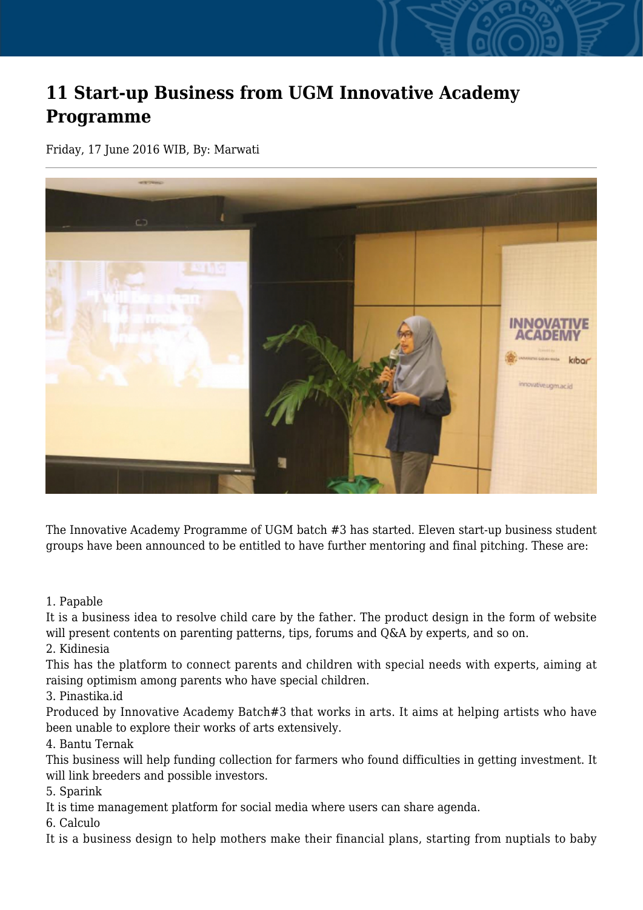# 11 Start-up Business from UGM Innovative Academy Programme

Friday, 17 June 2016 WIB, By: Marwati

The Innovative Academy Programme of UGM batch #3 has started. Eleven start-up business student groups have been announced to be entitled to have further mentoring and final pitching. These are:

1. Papable

It is a business idea to resolve child care by the father. The product design in the form of website will present contents on parenting patterns, tips, forums and Q&A by experts, and so on.

2. Kidinesia

This has the platform to connect parents and children with special needs with experts, aiming at raising optimism among parents who have special children.

3. Pinastika.id

Produced by Innovative Academy Batch#3 that works in arts. It aims at helping artists who have been unable to explore their works of arts extensively.

4. Bantu Ternak

This business will help funding collection for farmers who found difficulties in getting investment. It will link breeders and possible investors.

5. Sparink

It is time management platform for social media where users can share agenda.

6. Calculo

It is a business design to help mothers make their financial plans, starting from nuptials to baby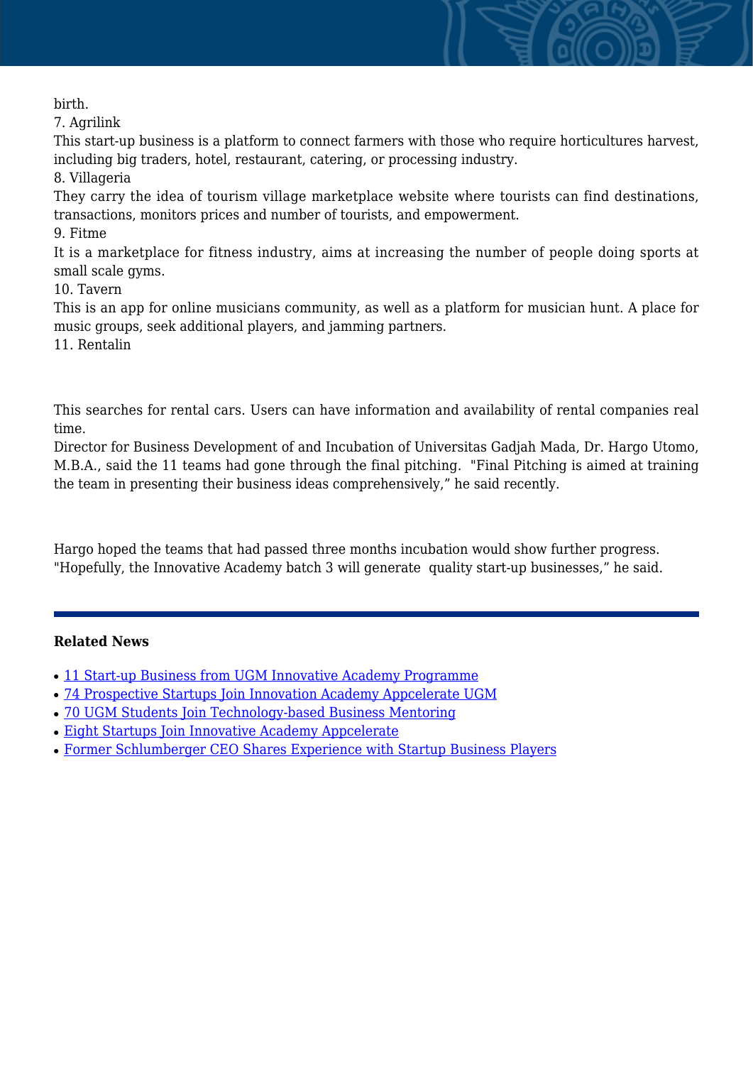birth.

7. Agrilink

This start-up business is a platform to connect farmers with those who require horticultures harvest, including big traders, hotel, restaurant, catering, or processing industry.

8. Villageria

They carry the idea of tourism village marketplace website where tourists can find destinations, transactions, monitors prices and number of tourists, and empowerment.

9. Fitme

It is a marketplace for fitness industry, aims at increasing the number of people doing sports at small scale gyms.

10. Tavern

This is an app for online musicians community, as well as a platform for musician hunt. A place for music groups, seek additional players, and jamming partners.

11. Rentalin

This searches for rental cars. Users can have information and availability of rental companies real time.

Director for Business Development of and Incubation of Universitas Gadjah Mada, Dr. Hargo Utomo, M.B.A., said the 11 teams had gone through the final pitching. "Final Pitching is aimed at training the team in presenting their business ideas comprehensively," he said recently.

Hargo hoped the teams that had passed three months incubation would show further progress. "Hopefully, the Innovative Academy batch 3 will generate quality start-up businesses," he said.

---

**Related News**

- 11 Start-up Business from UGM Innovative Academy Programme
- 74 Prospective Startups Join Innovation Academy Appcelerate UGM
- 70 UGM Students Join Technology-based Business Mentoring
- Eight Startups Join Innovative Academy Appcelerate
- Former Schlumberger CEO Shares Experience with Startup Business Players